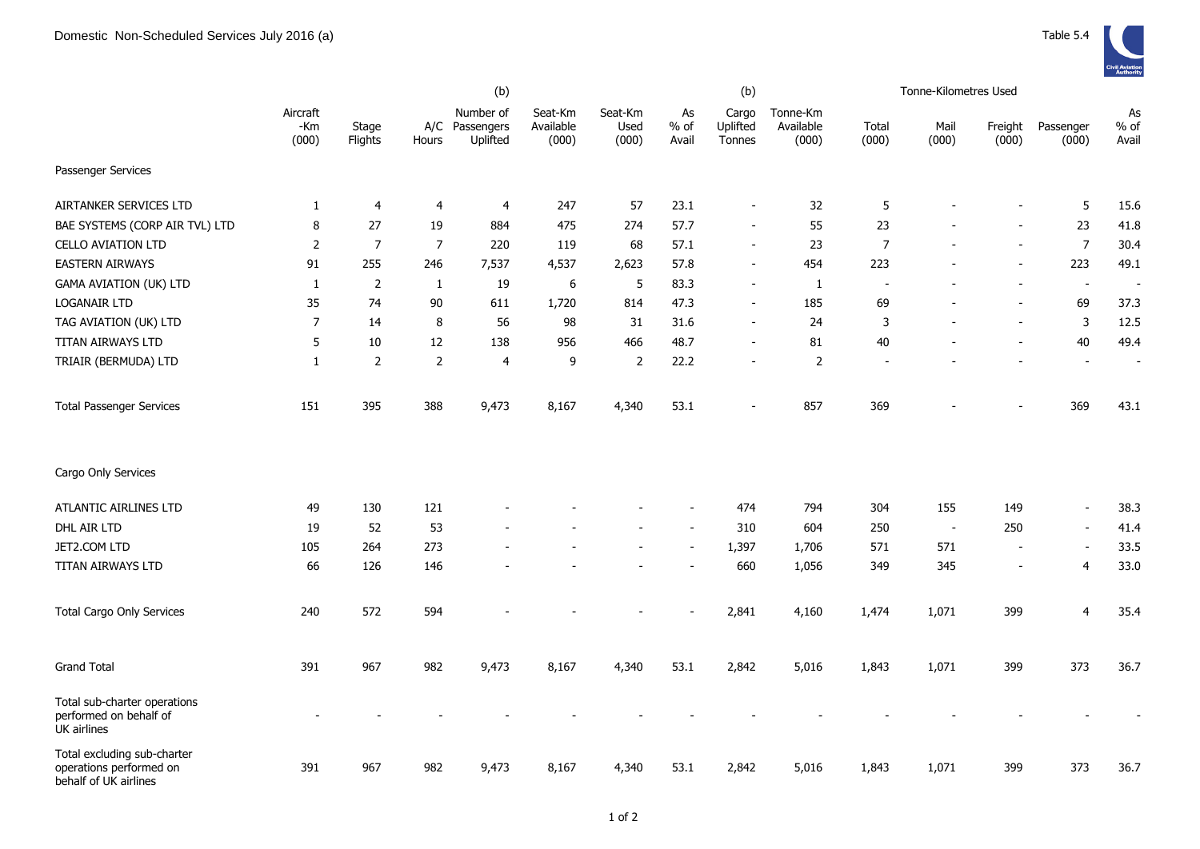# Domestic Non-Scheduled Services July 2016 (a)

Table 5.4

| | Aircraft -Km (000) | Stage Flights | A/C Hours | (b) Number of Passengers Uplifted | Seat-Km Available (000) | Seat-Km Used (000) | As % of Avail | (b) Cargo Uplifted Tonnes | Tonne-Km Available (000) | Tonne-Kilometres Used Total (000) | Mail (000) | Freight (000) | Passenger (000) | As % of Avail |
|---|---|---|---|---|---|---|---|---|---|---|---|---|---|---|
| Passenger Services | | | | | | | | | | | | | | |
| AIRTANKER SERVICES LTD | 1 | 4 | 4 | 4 | 247 | 57 | 23.1 | - | 32 | 5 | - | - | 5 | 15.6 |
| BAE SYSTEMS (CORP AIR TVL) LTD | 8 | 27 | 19 | 884 | 475 | 274 | 57.7 | - | 55 | 23 | - | - | 23 | 41.8 |
| CELLO AVIATION LTD | 2 | 7 | 7 | 220 | 119 | 68 | 57.1 | - | 23 | 7 | - | - | 7 | 30.4 |
| EASTERN AIRWAYS | 91 | 255 | 246 | 7,537 | 4,537 | 2,623 | 57.8 | - | 454 | 223 | - | - | 223 | 49.1 |
| GAMA AVIATION (UK) LTD | 1 | 2 | 1 | 19 | 6 | 5 | 83.3 | - | 1 | - | - | - | - | - |
| LOGANAIR LTD | 35 | 74 | 90 | 611 | 1,720 | 814 | 47.3 | - | 185 | 69 | - | - | 69 | 37.3 |
| TAG AVIATION (UK) LTD | 7 | 14 | 8 | 56 | 98 | 31 | 31.6 | - | 24 | 3 | - | - | 3 | 12.5 |
| TITAN AIRWAYS LTD | 5 | 10 | 12 | 138 | 956 | 466 | 48.7 | - | 81 | 40 | - | - | 40 | 49.4 |
| TRIAIR (BERMUDA) LTD | 1 | 2 | 2 | 4 | 9 | 2 | 22.2 | - | 2 | - | - | - | - | - |
| Total Passenger Services | 151 | 395 | 388 | 9,473 | 8,167 | 4,340 | 53.1 | - | 857 | 369 | - | - | 369 | 43.1 |
| Cargo Only Services | | | | | | | | | | | | | | |
| ATLANTIC AIRLINES LTD | 49 | 130 | 121 | - | - | - | - | 474 | 794 | 304 | 155 | 149 | - | 38.3 |
| DHL AIR LTD | 19 | 52 | 53 | - | - | - | - | 310 | 604 | 250 | - | 250 | - | 41.4 |
| JET2.COM LTD | 105 | 264 | 273 | - | - | - | - | 1,397 | 1,706 | 571 | 571 | - | - | 33.5 |
| TITAN AIRWAYS LTD | 66 | 126 | 146 | - | - | - | - | 660 | 1,056 | 349 | 345 | - | 4 | 33.0 |
| Total Cargo Only Services | 240 | 572 | 594 | - | - | - | - | 2,841 | 4,160 | 1,474 | 1,071 | 399 | 4 | 35.4 |
| Grand Total | 391 | 967 | 982 | 9,473 | 8,167 | 4,340 | 53.1 | 2,842 | 5,016 | 1,843 | 1,071 | 399 | 373 | 36.7 |
| Total sub-charter operations performed on behalf of UK airlines | - | - | - | - | - | - | - | - | - | - | - | - | - | - |
| Total excluding sub-charter operations performed on behalf of UK airlines | 391 | 967 | 982 | 9,473 | 8,167 | 4,340 | 53.1 | 2,842 | 5,016 | 1,843 | 1,071 | 399 | 373 | 36.7 |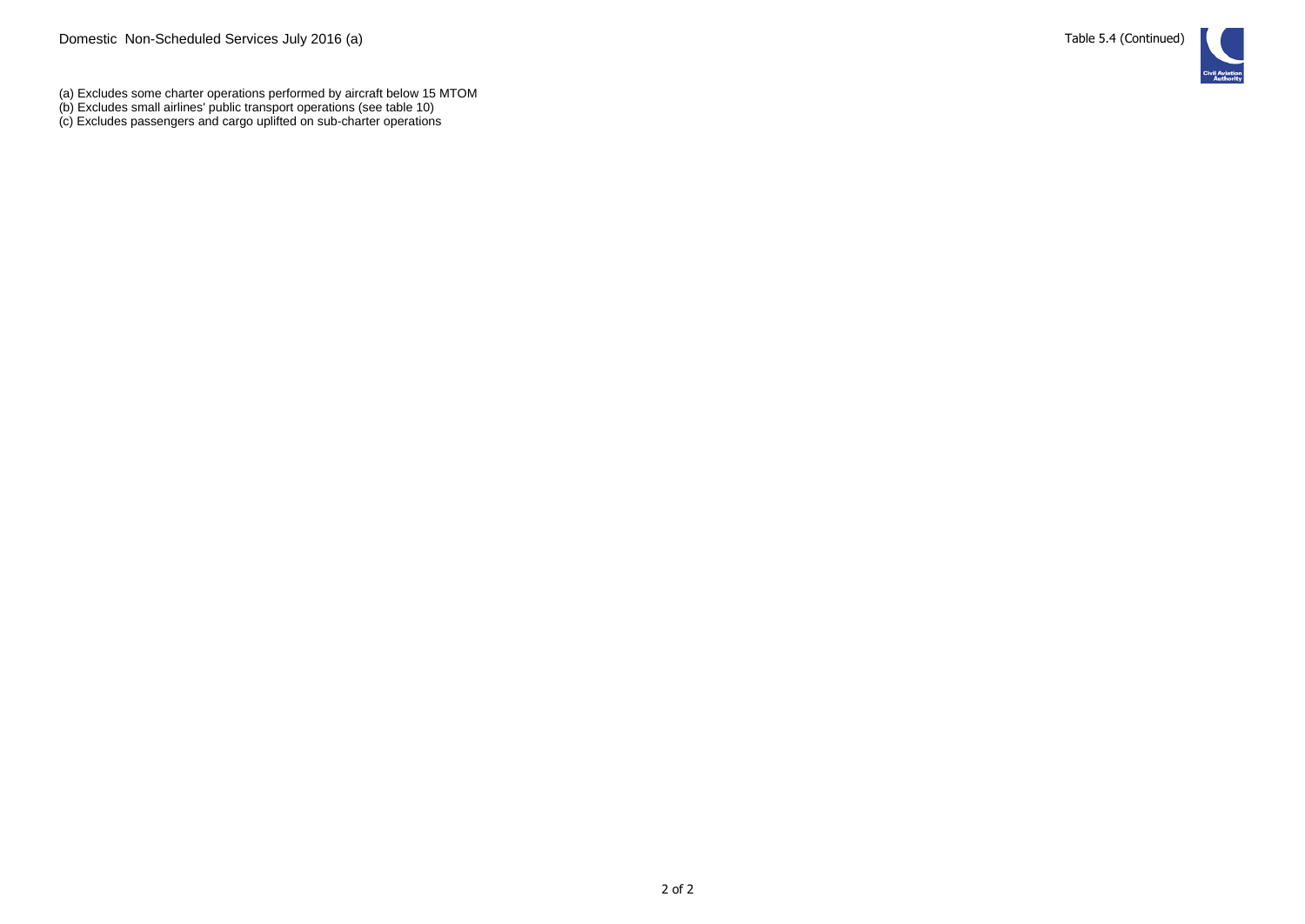Domestic Non-Scheduled Services July 2016 (a)

Table 5.4 (Continued)

(a) Excludes some charter operations performed by aircraft below 15 MTOM
(b) Excludes small airlines' public transport operations (see table 10)
(c) Excludes passengers and cargo uplifted on sub-charter operations